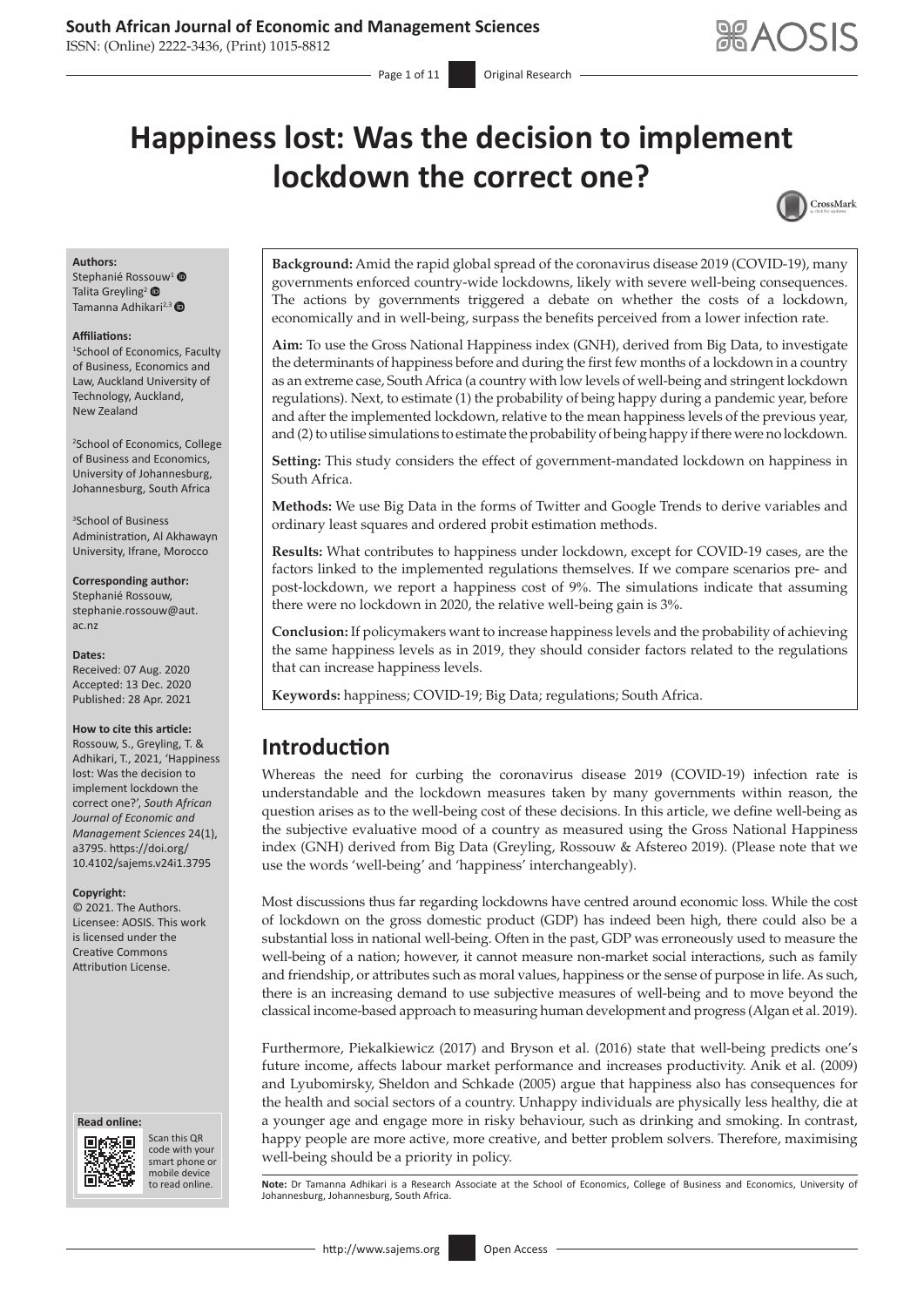# Happiness lost: Was the decision to implement lockdown the correct one?

**Authors:**
Stephanié Rossouw[1]
Talita Greyling[2]
Tamanna Adhikari[2,3]

**Affiliations:**
[1]School of Economics, Faculty of Business, Economics and Law, Auckland University of Technology, Auckland, New Zealand

[2]School of Economics, College of Business and Economics, University of Johannesburg, Johannesburg, South Africa

[3]School of Business Administration, Al Akhawayn University, Ifrane, Morocco

**Corresponding author:**
Stephanié Rossouw,
stephanie.rossouw@aut.ac.nz

**Dates:**
Received: 07 Aug. 2020
Accepted: 13 Dec. 2020
Published: 28 Apr. 2021

**How to cite this article:**
Rossouw, S., Greyling, T. & Adhikari, T., 2021, 'Happiness lost: Was the decision to implement lockdown the correct one?', *South African Journal of Economic and Management Sciences* 24(1), a3795. https://doi.org/10.4102/sajems.v24i1.3795

**Copyright:**
© 2021. The Authors. Licensee: AOSIS. This work is licensed under the Creative Commons Attribution License.

**Background:** Amid the rapid global spread of the coronavirus disease 2019 (COVID-19), many governments enforced country-wide lockdowns, likely with severe well-being consequences. The actions by governments triggered a debate on whether the costs of a lockdown, economically and in well-being, surpass the benefits perceived from a lower infection rate.

**Aim:** To use the Gross National Happiness index (GNH), derived from Big Data, to investigate the determinants of happiness before and during the first few months of a lockdown in a country as an extreme case, South Africa (a country with low levels of well-being and stringent lockdown regulations). Next, to estimate (1) the probability of being happy during a pandemic year, before and after the implemented lockdown, relative to the mean happiness levels of the previous year, and (2) to utilise simulations to estimate the probability of being happy if there were no lockdown.

**Setting:** This study considers the effect of government-mandated lockdown on happiness in South Africa.

**Methods:** We use Big Data in the forms of Twitter and Google Trends to derive variables and ordinary least squares and ordered probit estimation methods.

**Results:** What contributes to happiness under lockdown, except for COVID-19 cases, are the factors linked to the implemented regulations themselves. If we compare scenarios pre- and post-lockdown, we report a happiness cost of 9%. The simulations indicate that assuming there were no lockdown in 2020, the relative well-being gain is 3%.

**Conclusion:** If policymakers want to increase happiness levels and the probability of achieving the same happiness levels as in 2019, they should consider factors related to the regulations that can increase happiness levels.

**Keywords:** happiness; COVID-19; Big Data; regulations; South Africa.

## Introduction

Whereas the need for curbing the coronavirus disease 2019 (COVID-19) infection rate is understandable and the lockdown measures taken by many governments within reason, the question arises as to the well-being cost of these decisions. In this article, we define well-being as the subjective evaluative mood of a country as measured using the Gross National Happiness index (GNH) derived from Big Data (Greyling, Rossouw & Afstereo 2019). (Please note that we use the words 'well-being' and 'happiness' interchangeably).

Most discussions thus far regarding lockdowns have centred around economic loss. While the cost of lockdown on the gross domestic product (GDP) has indeed been high, there could also be a substantial loss in national well-being. Often in the past, GDP was erroneously used to measure the well-being of a nation; however, it cannot measure non-market social interactions, such as family and friendship, or attributes such as moral values, happiness or the sense of purpose in life. As such, there is an increasing demand to use subjective measures of well-being and to move beyond the classical income-based approach to measuring human development and progress (Algan et al. 2019).

Furthermore, Piekalkiewicz (2017) and Bryson et al. (2016) state that well-being predicts one's future income, affects labour market performance and increases productivity. Anik et al. (2009) and Lyubomirsky, Sheldon and Schkade (2005) argue that happiness also has consequences for the health and social sectors of a country. Unhappy individuals are physically less healthy, die at a younger age and engage more in risky behaviour, such as drinking and smoking. In contrast, happy people are more active, more creative, and better problem solvers. Therefore, maximising well-being should be a priority in policy.

**Note:** Dr Tamanna Adhikari is a Research Associate at the School of Economics, College of Business and Economics, University of Johannesburg, Johannesburg, South Africa.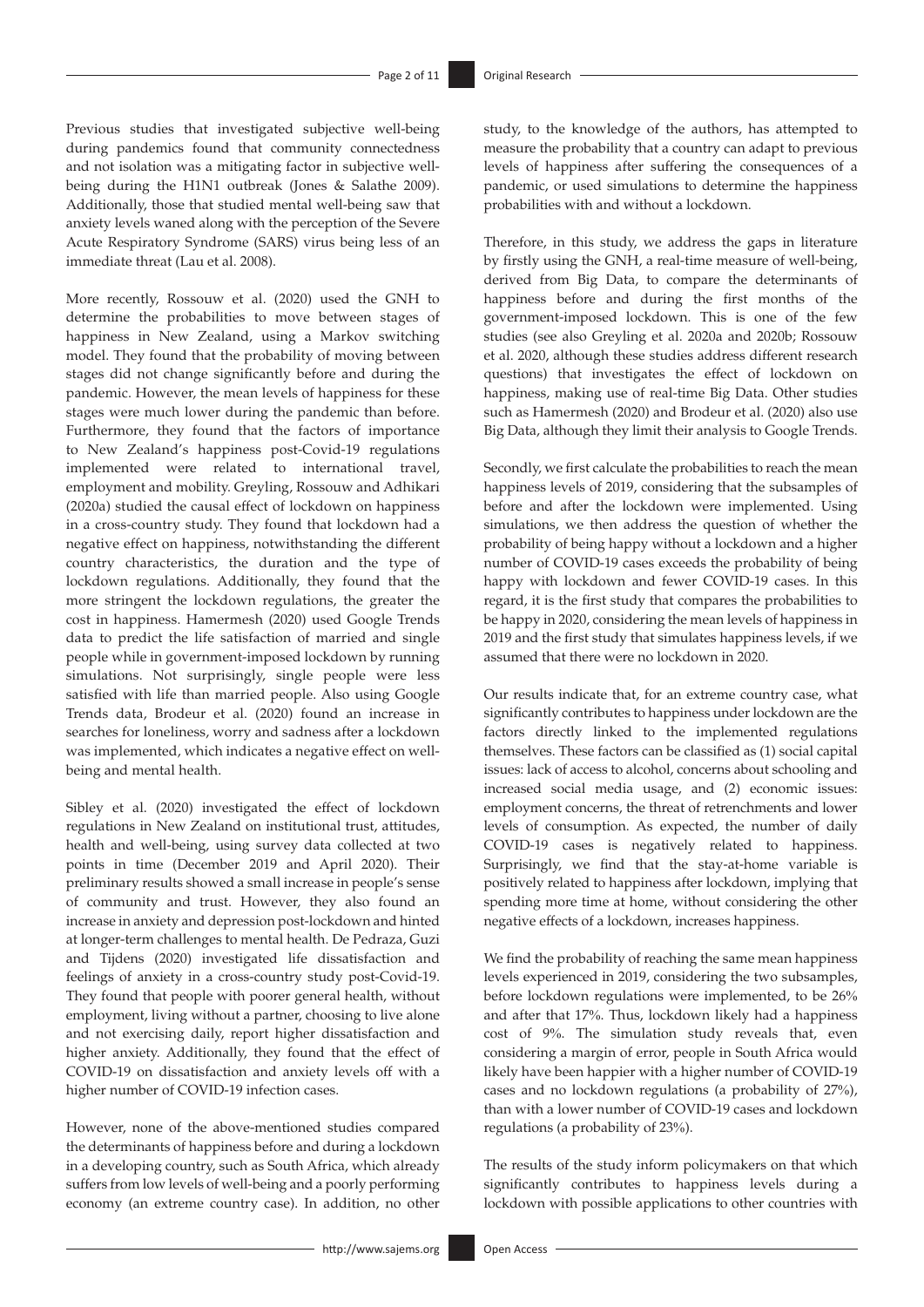Previous studies that investigated subjective well-being during pandemics found that community connectedness and not isolation was a mitigating factor in subjective well-being during the H1N1 outbreak (Jones & Salathe 2009). Additionally, those that studied mental well-being saw that anxiety levels waned along with the perception of the Severe Acute Respiratory Syndrome (SARS) virus being less of an immediate threat (Lau et al. 2008).

More recently, Rossouw et al. (2020) used the GNH to determine the probabilities to move between stages of happiness in New Zealand, using a Markov switching model. They found that the probability of moving between stages did not change significantly before and during the pandemic. However, the mean levels of happiness for these stages were much lower during the pandemic than before. Furthermore, they found that the factors of importance to New Zealand's happiness post-Covid-19 regulations implemented were related to international travel, employment and mobility. Greyling, Rossouw and Adhikari (2020a) studied the causal effect of lockdown on happiness in a cross-country study. They found that lockdown had a negative effect on happiness, notwithstanding the different country characteristics, the duration and the type of lockdown regulations. Additionally, they found that the more stringent the lockdown regulations, the greater the cost in happiness. Hamermesh (2020) used Google Trends data to predict the life satisfaction of married and single people while in government-imposed lockdown by running simulations. Not surprisingly, single people were less satisfied with life than married people. Also using Google Trends data, Brodeur et al. (2020) found an increase in searches for loneliness, worry and sadness after a lockdown was implemented, which indicates a negative effect on well-being and mental health.

Sibley et al. (2020) investigated the effect of lockdown regulations in New Zealand on institutional trust, attitudes, health and well-being, using survey data collected at two points in time (December 2019 and April 2020). Their preliminary results showed a small increase in people's sense of community and trust. However, they also found an increase in anxiety and depression post-lockdown and hinted at longer-term challenges to mental health. De Pedraza, Guzi and Tijdens (2020) investigated life dissatisfaction and feelings of anxiety in a cross-country study post-Covid-19. They found that people with poorer general health, without employment, living without a partner, choosing to live alone and not exercising daily, report higher dissatisfaction and higher anxiety. Additionally, they found that the effect of COVID-19 on dissatisfaction and anxiety levels off with a higher number of COVID-19 infection cases.

However, none of the above-mentioned studies compared the determinants of happiness before and during a lockdown in a developing country, such as South Africa, which already suffers from low levels of well-being and a poorly performing economy (an extreme country case). In addition, no other study, to the knowledge of the authors, has attempted to measure the probability that a country can adapt to previous levels of happiness after suffering the consequences of a pandemic, or used simulations to determine the happiness probabilities with and without a lockdown.

Therefore, in this study, we address the gaps in literature by firstly using the GNH, a real-time measure of well-being, derived from Big Data, to compare the determinants of happiness before and during the first months of the government-imposed lockdown. This is one of the few studies (see also Greyling et al. 2020a and 2020b; Rossouw et al. 2020, although these studies address different research questions) that investigates the effect of lockdown on happiness, making use of real-time Big Data. Other studies such as Hamermesh (2020) and Brodeur et al. (2020) also use Big Data, although they limit their analysis to Google Trends.

Secondly, we first calculate the probabilities to reach the mean happiness levels of 2019, considering that the subsamples of before and after the lockdown were implemented. Using simulations, we then address the question of whether the probability of being happy without a lockdown and a higher number of COVID-19 cases exceeds the probability of being happy with lockdown and fewer COVID-19 cases. In this regard, it is the first study that compares the probabilities to be happy in 2020, considering the mean levels of happiness in 2019 and the first study that simulates happiness levels, if we assumed that there were no lockdown in 2020.

Our results indicate that, for an extreme country case, what significantly contributes to happiness under lockdown are the factors directly linked to the implemented regulations themselves. These factors can be classified as (1) social capital issues: lack of access to alcohol, concerns about schooling and increased social media usage, and (2) economic issues: employment concerns, the threat of retrenchments and lower levels of consumption. As expected, the number of daily COVID-19 cases is negatively related to happiness. Surprisingly, we find that the stay-at-home variable is positively related to happiness after lockdown, implying that spending more time at home, without considering the other negative effects of a lockdown, increases happiness.

We find the probability of reaching the same mean happiness levels experienced in 2019, considering the two subsamples, before lockdown regulations were implemented, to be 26% and after that 17%. Thus, lockdown likely had a happiness cost of 9%. The simulation study reveals that, even considering a margin of error, people in South Africa would likely have been happier with a higher number of COVID-19 cases and no lockdown regulations (a probability of 27%), than with a lower number of COVID-19 cases and lockdown regulations (a probability of 23%).

The results of the study inform policymakers on that which significantly contributes to happiness levels during a lockdown with possible applications to other countries with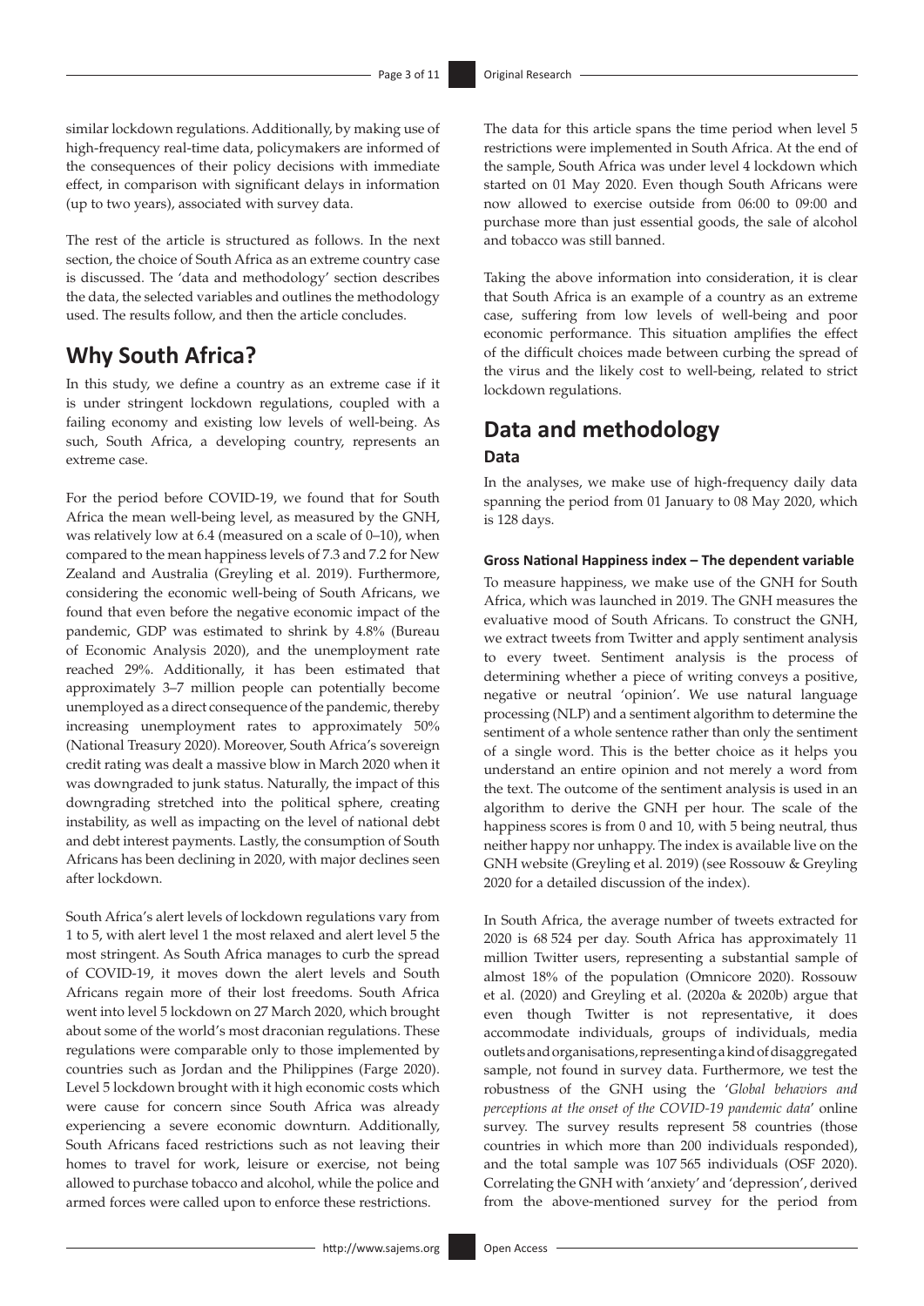similar lockdown regulations. Additionally, by making use of high-frequency real-time data, policymakers are informed of the consequences of their policy decisions with immediate effect, in comparison with significant delays in information (up to two years), associated with survey data.

The rest of the article is structured as follows. In the next section, the choice of South Africa as an extreme country case is discussed. The 'data and methodology' section describes the data, the selected variables and outlines the methodology used. The results follow, and then the article concludes.

## Why South Africa?

In this study, we define a country as an extreme case if it is under stringent lockdown regulations, coupled with a failing economy and existing low levels of well-being. As such, South Africa, a developing country, represents an extreme case.

For the period before COVID-19, we found that for South Africa the mean well-being level, as measured by the GNH, was relatively low at 6.4 (measured on a scale of 0–10), when compared to the mean happiness levels of 7.3 and 7.2 for New Zealand and Australia (Greyling et al. 2019). Furthermore, considering the economic well-being of South Africans, we found that even before the negative economic impact of the pandemic, GDP was estimated to shrink by 4.8% (Bureau of Economic Analysis 2020), and the unemployment rate reached 29%. Additionally, it has been estimated that approximately 3–7 million people can potentially become unemployed as a direct consequence of the pandemic, thereby increasing unemployment rates to approximately 50% (National Treasury 2020). Moreover, South Africa's sovereign credit rating was dealt a massive blow in March 2020 when it was downgraded to junk status. Naturally, the impact of this downgrading stretched into the political sphere, creating instability, as well as impacting on the level of national debt and debt interest payments. Lastly, the consumption of South Africans has been declining in 2020, with major declines seen after lockdown.

South Africa's alert levels of lockdown regulations vary from 1 to 5, with alert level 1 the most relaxed and alert level 5 the most stringent. As South Africa manages to curb the spread of COVID-19, it moves down the alert levels and South Africans regain more of their lost freedoms. South Africa went into level 5 lockdown on 27 March 2020, which brought about some of the world's most draconian regulations. These regulations were comparable only to those implemented by countries such as Jordan and the Philippines (Farge 2020). Level 5 lockdown brought with it high economic costs which were cause for concern since South Africa was already experiencing a severe economic downturn. Additionally, South Africans faced restrictions such as not leaving their homes to travel for work, leisure or exercise, not being allowed to purchase tobacco and alcohol, while the police and armed forces were called upon to enforce these restrictions.

The data for this article spans the time period when level 5 restrictions were implemented in South Africa. At the end of the sample, South Africa was under level 4 lockdown which started on 01 May 2020. Even though South Africans were now allowed to exercise outside from 06:00 to 09:00 and purchase more than just essential goods, the sale of alcohol and tobacco was still banned.

Taking the above information into consideration, it is clear that South Africa is an example of a country as an extreme case, suffering from low levels of well-being and poor economic performance. This situation amplifies the effect of the difficult choices made between curbing the spread of the virus and the likely cost to well-being, related to strict lockdown regulations.

## Data and methodology

### Data

In the analyses, we make use of high-frequency daily data spanning the period from 01 January to 08 May 2020, which is 128 days.

#### Gross National Happiness index – The dependent variable

To measure happiness, we make use of the GNH for South Africa, which was launched in 2019. The GNH measures the evaluative mood of South Africans. To construct the GNH, we extract tweets from Twitter and apply sentiment analysis to every tweet. Sentiment analysis is the process of determining whether a piece of writing conveys a positive, negative or neutral 'opinion'. We use natural language processing (NLP) and a sentiment algorithm to determine the sentiment of a whole sentence rather than only the sentiment of a single word. This is the better choice as it helps you understand an entire opinion and not merely a word from the text. The outcome of the sentiment analysis is used in an algorithm to derive the GNH per hour. The scale of the happiness scores is from 0 and 10, with 5 being neutral, thus neither happy nor unhappy. The index is available live on the GNH website (Greyling et al. 2019) (see Rossouw & Greyling 2020 for a detailed discussion of the index).

In South Africa, the average number of tweets extracted for 2020 is 68 524 per day. South Africa has approximately 11 million Twitter users, representing a substantial sample of almost 18% of the population (Omnicore 2020). Rossouw et al. (2020) and Greyling et al. (2020a & 2020b) argue that even though Twitter is not representative, it does accommodate individuals, groups of individuals, media outlets and organisations, representing a kind of disaggregated sample, not found in survey data. Furthermore, we test the robustness of the GNH using the '*Global behaviors and perceptions at the onset of the COVID-19 pandemic data*' online survey. The survey results represent 58 countries (those countries in which more than 200 individuals responded), and the total sample was 107 565 individuals (OSF 2020). Correlating the GNH with 'anxiety' and 'depression', derived from the above-mentioned survey for the period from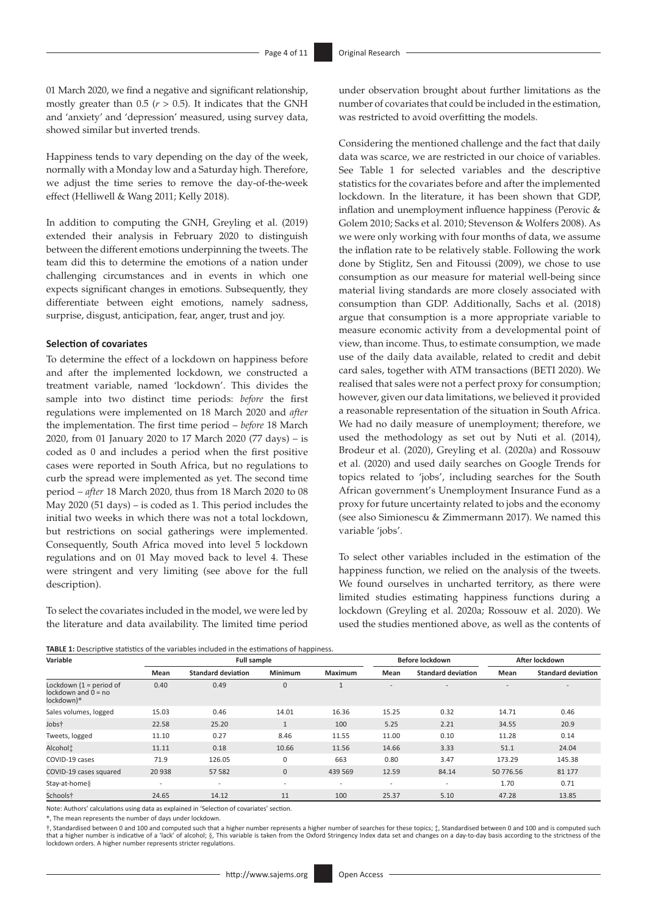01 March 2020, we find a negative and significant relationship, mostly greater than 0.5 ($r > 0.5$). It indicates that the GNH and 'anxiety' and 'depression' measured, using survey data, showed similar but inverted trends.

Happiness tends to vary depending on the day of the week, normally with a Monday low and a Saturday high. Therefore, we adjust the time series to remove the day-of-the-week effect (Helliwell & Wang 2011; Kelly 2018).

In addition to computing the GNH, Greyling et al. (2019) extended their analysis in February 2020 to distinguish between the different emotions underpinning the tweets. The team did this to determine the emotions of a nation under challenging circumstances and in events in which one expects significant changes in emotions. Subsequently, they differentiate between eight emotions, namely sadness, surprise, disgust, anticipation, fear, anger, trust and joy.

### Selection of covariates

To determine the effect of a lockdown on happiness before and after the implemented lockdown, we constructed a treatment variable, named 'lockdown'. This divides the sample into two distinct time periods: *before* the first regulations were implemented on 18 March 2020 and *after* the implementation. The first time period – *before* 18 March 2020, from 01 January 2020 to 17 March 2020 (77 days) – is coded as 0 and includes a period when the first positive cases were reported in South Africa, but no regulations to curb the spread were implemented as yet. The second time period – *after* 18 March 2020, thus from 18 March 2020 to 08 May 2020 (51 days) – is coded as 1. This period includes the initial two weeks in which there was not a total lockdown, but restrictions on social gatherings were implemented. Consequently, South Africa moved into level 5 lockdown regulations and on 01 May moved back to level 4. These were stringent and very limiting (see above for the full description).

To select the covariates included in the model, we were led by the literature and data availability. The limited time period under observation brought about further limitations as the number of covariates that could be included in the estimation, was restricted to avoid overfitting the models.

Considering the mentioned challenge and the fact that daily data was scarce, we are restricted in our choice of variables. See Table 1 for selected variables and the descriptive statistics for the covariates before and after the implemented lockdown. In the literature, it has been shown that GDP, inflation and unemployment influence happiness (Perovic & Golem 2010; Sacks et al. 2010; Stevenson & Wolfers 2008). As we were only working with four months of data, we assume the inflation rate to be relatively stable. Following the work done by Stiglitz, Sen and Fitoussi (2009), we chose to use consumption as our measure for material well-being since material living standards are more closely associated with consumption than GDP. Additionally, Sachs et al. (2018) argue that consumption is a more appropriate variable to measure economic activity from a developmental point of view, than income. Thus, to estimate consumption, we made use of the daily data available, related to credit and debit card sales, together with ATM transactions (BETI 2020). We realised that sales were not a perfect proxy for consumption; however, given our data limitations, we believed it provided a reasonable representation of the situation in South Africa. We had no daily measure of unemployment; therefore, we used the methodology as set out by Nuti et al. (2014), Brodeur et al. (2020), Greyling et al. (2020a) and Rossouw et al. (2020) and used daily searches on Google Trends for topics related to 'jobs', including searches for the South African government's Unemployment Insurance Fund as a proxy for future uncertainty related to jobs and the economy (see also Simionescu & Zimmermann 2017). We named this variable 'jobs'.

To select other variables included in the estimation of the happiness function, we relied on the analysis of the tweets. We found ourselves in uncharted territory, as there were limited studies estimating happiness functions during a lockdown (Greyling et al. 2020a; Rossouw et al. 2020). We used the studies mentioned above, as well as the contents of

**TABLE 1:** Descriptive statistics of the variables included in the estimations of happiness.

| Variable | Full sample | | | | Before lockdown | | After lockdown | |
|---|---|---|---|---|---|---|---|---|
| | Mean | Standard deviation | Minimum | Maximum | Mean | Standard deviation | Mean | Standard deviation |
| Lockdown (1 = period of lockdown and 0 = no lockdown)* | 0.40 | 0.49 | 0 | 1 | - | - | - | - |
| Sales volumes, logged | 15.03 | 0.46 | 14.01 | 16.36 | 15.25 | 0.32 | 14.71 | 0.46 |
| Jobs† | 22.58 | 25.20 | 1 | 100 | 5.25 | 2.21 | 34.55 | 20.9 |
| Tweets, logged | 11.10 | 0.27 | 8.46 | 11.55 | 11.00 | 0.10 | 11.28 | 0.14 |
| Alcohol‡ | 11.11 | 0.18 | 10.66 | 11.56 | 14.66 | 3.33 | 51.1 | 24.04 |
| COVID-19 cases | 71.9 | 126.05 | 0 | 663 | 0.80 | 3.47 | 173.29 | 145.38 |
| COVID-19 cases squared | 20 938 | 57 582 | 0 | 439 569 | 12.59 | 84.14 | 50 776.56 | 81 177 |
| Stay-at-home§ | - | - | - | - | - | - | 1.70 | 0.71 |
| Schools† | 24.65 | 14.12 | 11 | 100 | 25.37 | 5.10 | 47.28 | 13.85 |

Note: Authors' calculations using data as explained in 'Selection of covariates' section.

*, The mean represents the number of days under lockdown.

†, Standardised between 0 and 100 and computed such that a higher number represents a higher number of searches for these topics; ‡, Standardised between 0 and 100 and is computed such that a higher number is indicative of a 'lack' of alcohol; §, This variable is taken from the Oxford Stringency Index data set and changes on a day-to-day basis according to the strictness of the lockdown orders. A higher number represents stricter regulations.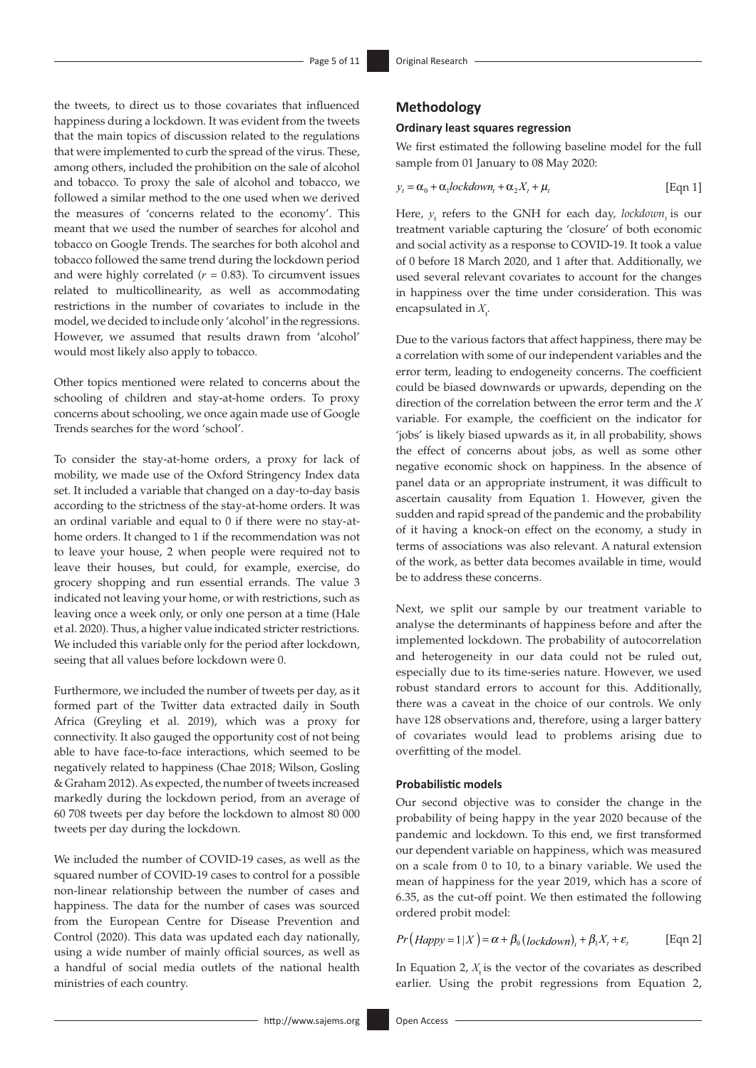the tweets, to direct us to those covariates that influenced happiness during a lockdown. It was evident from the tweets that the main topics of discussion related to the regulations that were implemented to curb the spread of the virus. These, among others, included the prohibition on the sale of alcohol and tobacco. To proxy the sale of alcohol and tobacco, we followed a similar method to the one used when we derived the measures of 'concerns related to the economy'. This meant that we used the number of searches for alcohol and tobacco on Google Trends. The searches for both alcohol and tobacco followed the same trend during the lockdown period and were highly correlated ($r$ = 0.83). To circumvent issues related to multicollinearity, as well as accommodating restrictions in the number of covariates to include in the model, we decided to include only 'alcohol' in the regressions. However, we assumed that results drawn from 'alcohol' would most likely also apply to tobacco.

Other topics mentioned were related to concerns about the schooling of children and stay-at-home orders. To proxy concerns about schooling, we once again made use of Google Trends searches for the word 'school'.

To consider the stay-at-home orders, a proxy for lack of mobility, we made use of the Oxford Stringency Index data set. It included a variable that changed on a day-to-day basis according to the strictness of the stay-at-home orders. It was an ordinal variable and equal to 0 if there were no stay-at-home orders. It changed to 1 if the recommendation was not to leave your house, 2 when people were required not to leave their houses, but could, for example, exercise, do grocery shopping and run essential errands. The value 3 indicated not leaving your home, or with restrictions, such as leaving once a week only, or only one person at a time (Hale et al. 2020). Thus, a higher value indicated stricter restrictions. We included this variable only for the period after lockdown, seeing that all values before lockdown were 0.

Furthermore, we included the number of tweets per day, as it formed part of the Twitter data extracted daily in South Africa (Greyling et al. 2019), which was a proxy for connectivity. It also gauged the opportunity cost of not being able to have face-to-face interactions, which seemed to be negatively related to happiness (Chae 2018; Wilson, Gosling & Graham 2012). As expected, the number of tweets increased markedly during the lockdown period, from an average of 60 708 tweets per day before the lockdown to almost 80 000 tweets per day during the lockdown.

We included the number of COVID-19 cases, as well as the squared number of COVID-19 cases to control for a possible non-linear relationship between the number of cases and happiness. The data for the number of cases was sourced from the European Centre for Disease Prevention and Control (2020). This data was updated each day nationally, using a wide number of mainly official sources, as well as a handful of social media outlets of the national health ministries of each country.

## Methodology

### Ordinary least squares regression

We first estimated the following baseline model for the full sample from 01 January to 08 May 2020:

$$y_t = \alpha_0 + \alpha_1 lockdown_t + \alpha_2 X_t + \mu_t \quad \text{[Eqn 1]}$$

Here, $y_t$ refers to the GNH for each day, $lockdown_t$ is our treatment variable capturing the 'closure' of both economic and social activity as a response to COVID-19. It took a value of 0 before 18 March 2020, and 1 after that. Additionally, we used several relevant covariates to account for the changes in happiness over the time under consideration. This was encapsulated in $X_t$.

Due to the various factors that affect happiness, there may be a correlation with some of our independent variables and the error term, leading to endogeneity concerns. The coefficient could be biased downwards or upwards, depending on the direction of the correlation between the error term and the $X$ variable. For example, the coefficient on the indicator for 'jobs' is likely biased upwards as it, in all probability, shows the effect of concerns about jobs, as well as some other negative economic shock on happiness. In the absence of panel data or an appropriate instrument, it was difficult to ascertain causality from Equation 1. However, given the sudden and rapid spread of the pandemic and the probability of it having a knock-on effect on the economy, a study in terms of associations was also relevant. A natural extension of the work, as better data becomes available in time, would be to address these concerns.

Next, we split our sample by our treatment variable to analyse the determinants of happiness before and after the implemented lockdown. The probability of autocorrelation and heterogeneity in our data could not be ruled out, especially due to its time-series nature. However, we used robust standard errors to account for this. Additionally, there was a caveat in the choice of our controls. We only have 128 observations and, therefore, using a larger battery of covariates would lead to problems arising due to overfitting of the model.

### Probabilistic models

Our second objective was to consider the change in the probability of being happy in the year 2020 because of the pandemic and lockdown. To this end, we first transformed our dependent variable on happiness, which was measured on a scale from 0 to 10, to a binary variable. We used the mean of happiness for the year 2019, which has a score of 6.35, as the cut-off point. We then estimated the following ordered probit model:

$$Pr\left(Happy = 1 | X\right) = \alpha + \beta_0 \left(lockdown\right)_t + \beta_1 X_t + \varepsilon_t \quad \text{[Eqn 2]}$$

In Equation 2, $X_t$ is the vector of the covariates as described earlier. Using the probit regressions from Equation 2,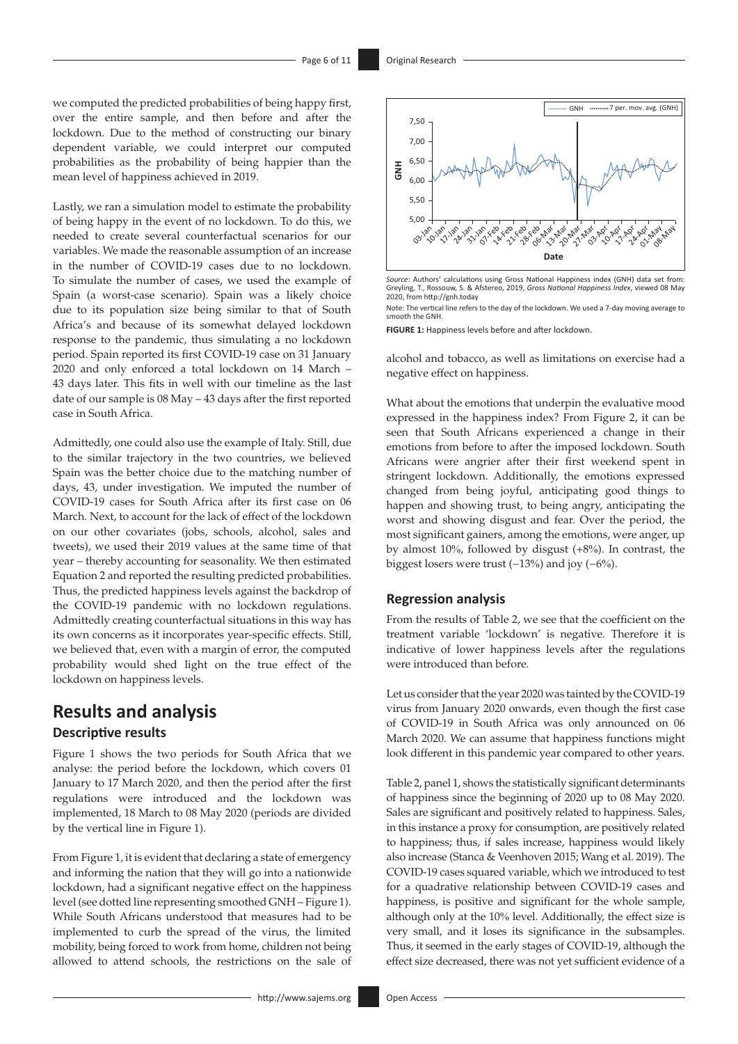we computed the predicted probabilities of being happy first, over the entire sample, and then before and after the lockdown. Due to the method of constructing our binary dependent variable, we could interpret our computed probabilities as the probability of being happier than the mean level of happiness achieved in 2019.

Lastly, we ran a simulation model to estimate the probability of being happy in the event of no lockdown. To do this, we needed to create several counterfactual scenarios for our variables. We made the reasonable assumption of an increase in the number of COVID-19 cases due to no lockdown. To simulate the number of cases, we used the example of Spain (a worst-case scenario). Spain was a likely choice due to its population size being similar to that of South Africa's and because of its somewhat delayed lockdown response to the pandemic, thus simulating a no lockdown period. Spain reported its first COVID-19 case on 31 January 2020 and only enforced a total lockdown on 14 March – 43 days later. This fits in well with our timeline as the last date of our sample is 08 May – 43 days after the first reported case in South Africa.

Admittedly, one could also use the example of Italy. Still, due to the similar trajectory in the two countries, we believed Spain was the better choice due to the matching number of days, 43, under investigation. We imputed the number of COVID-19 cases for South Africa after its first case on 06 March. Next, to account for the lack of effect of the lockdown on our other covariates (jobs, schools, alcohol, sales and tweets), we used their 2019 values at the same time of that year – thereby accounting for seasonality. We then estimated Equation 2 and reported the resulting predicted probabilities. Thus, the predicted happiness levels against the backdrop of the COVID-19 pandemic with no lockdown regulations. Admittedly creating counterfactual situations in this way has its own concerns as it incorporates year-specific effects. Still, we believed that, even with a margin of error, the computed probability would shed light on the true effect of the lockdown on happiness levels.

# Results and analysis

## Descriptive results

Figure 1 shows the two periods for South Africa that we analyse: the period before the lockdown, which covers 01 January to 17 March 2020, and then the period after the first regulations were introduced and the lockdown was implemented, 18 March to 08 May 2020 (periods are divided by the vertical line in Figure 1).

From Figure 1, it is evident that declaring a state of emergency and informing the nation that they will go into a nationwide lockdown, had a significant negative effect on the happiness level (see dotted line representing smoothed GNH – Figure 1). While South Africans understood that measures had to be implemented to curb the spread of the virus, the limited mobility, being forced to work from home, children not being allowed to attend schools, the restrictions on the sale of alcohol and tobacco, as well as limitations on exercise had a negative effect on happiness.

*Source*: Authors' calculations using Gross National Happiness index (GNH) data set from: Greyling, T., Rossouw, S. & Afstereo, 2019, *Gross National Happiness Index*, viewed 08 May 2020, from http://gnh.today

Note: The vertical line refers to the day of the lockdown. We used a 7-day moving average to smooth the GNH.

**FIGURE 1:** Happiness levels before and after lockdown.

What about the emotions that underpin the evaluative mood expressed in the happiness index? From Figure 2, it can be seen that South Africans experienced a change in their emotions from before to after the imposed lockdown. South Africans were angrier after their first weekend spent in stringent lockdown. Additionally, the emotions expressed changed from being joyful, anticipating good things to happen and showing trust, to being angry, anticipating the worst and showing disgust and fear. Over the period, the most significant gainers, among the emotions, were anger, up by almost 10%, followed by disgust (+8%). In contrast, the biggest losers were trust (−13%) and joy (−6%).

## Regression analysis

From the results of Table 2, we see that the coefficient on the treatment variable 'lockdown' is negative. Therefore it is indicative of lower happiness levels after the regulations were introduced than before.

Let us consider that the year 2020 was tainted by the COVID-19 virus from January 2020 onwards, even though the first case of COVID-19 in South Africa was only announced on 06 March 2020. We can assume that happiness functions might look different in this pandemic year compared to other years.

Table 2, panel 1, shows the statistically significant determinants of happiness since the beginning of 2020 up to 08 May 2020. Sales are significant and positively related to happiness. Sales, in this instance a proxy for consumption, are positively related to happiness; thus, if sales increase, happiness would likely also increase (Stanca & Veenhoven 2015; Wang et al. 2019). The COVID-19 cases squared variable, which we introduced to test for a quadrative relationship between COVID-19 cases and happiness, is positive and significant for the whole sample, although only at the 10% level. Additionally, the effect size is very small, and it loses its significance in the subsamples. Thus, it seemed in the early stages of COVID-19, although the effect size decreased, there was not yet sufficient evidence of a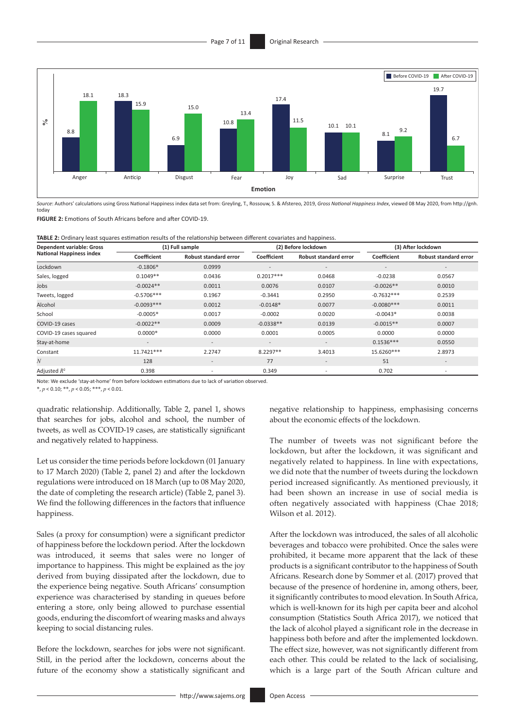*Source*: Authors' calculations using Gross National Happiness index data set from: Greyling, T., Rossouw, S. & Afstereo, 2019, *Gross National Happiness Index*, viewed 08 May 2020, from http://gnh.today

**FIGURE 2:** Emotions of South Africans before and after COVID-19.

**TABLE 2:** Ordinary least squares estimation results of the relationship between different covariates and happiness.

| Dependent variable: Gross National Happiness index | (1) Full sample | | (2) Before lockdown | | (3) After lockdown | |
|---|---|---|---|---|---|---|
| | Coefficient | Robust standard error | Coefficient | Robust standard error | Coefficient | Robust standard error |
| Lockdown | -0.1806* | 0.0999 | - | - | - | - |
| Sales, logged | 0.1049** | 0.0436 | 0.2017*** | 0.0468 | -0.0238 | 0.0567 |
| Jobs | -0.0024** | 0.0011 | 0.0076 | 0.0107 | -0.0026** | 0.0010 |
| Tweets, logged | -0.5706*** | 0.1967 | -0.3441 | 0.2950 | -0.7632*** | 0.2539 |
| Alcohol | -0.0093*** | 0.0012 | -0.0148* | 0.0077 | -0.0080*** | 0.0011 |
| School | -0.0005* | 0.0017 | -0.0002 | 0.0020 | -0.0043* | 0.0038 |
| COVID-19 cases | -0.0022** | 0.0009 | -0.0338** | 0.0139 | -0.0015** | 0.0007 |
| COVID-19 cases squared | 0.0000* | 0.0000 | 0.0001 | 0.0005 | 0.0000 | 0.0000 |
| Stay-at-home | - | - | - | - | 0.1536*** | 0.0550 |
| Constant | 11.7421*** | 2.2747 | 8.2297** | 3.4013 | 15.6260*** | 2.8973 |
| $N$ | 128 | - | 77 | - | 51 | - |
| Adjusted $R^2$ | 0.398 | - | 0.349 | - | 0.702 | - |

Note: We exclude 'stay-at-home' from before lockdown estimations due to lack of variation observed.

*, $p < 0.10$; **, $p < 0.05$; ***, $p < 0.01$.

quadratic relationship. Additionally, Table 2, panel 1, shows that searches for jobs, alcohol and school, the number of tweets, as well as COVID-19 cases, are statistically significant and negatively related to happiness.

Let us consider the time periods before lockdown (01 January to 17 March 2020) (Table 2, panel 2) and after the lockdown regulations were introduced on 18 March (up to 08 May 2020, the date of completing the research article) (Table 2, panel 3). We find the following differences in the factors that influence happiness.

Sales (a proxy for consumption) were a significant predictor of happiness before the lockdown period. After the lockdown was introduced, it seems that sales were no longer of importance to happiness. This might be explained as the joy derived from buying dissipated after the lockdown, due to the experience being negative. South Africans' consumption experience was characterised by standing in queues before entering a store, only being allowed to purchase essential goods, enduring the discomfort of wearing masks and always keeping to social distancing rules.

Before the lockdown, searches for jobs were not significant. Still, in the period after the lockdown, concerns about the future of the economy show a statistically significant and negative relationship to happiness, emphasising concerns about the economic effects of the lockdown.

The number of tweets was not significant before the lockdown, but after the lockdown, it was significant and negatively related to happiness. In line with expectations, we did note that the number of tweets during the lockdown period increased significantly. As mentioned previously, it had been shown an increase in use of social media is often negatively associated with happiness (Chae 2018; Wilson et al. 2012).

After the lockdown was introduced, the sales of all alcoholic beverages and tobacco were prohibited. Once the sales were prohibited, it became more apparent that the lack of these products is a significant contributor to the happiness of South Africans. Research done by Sommer et al. (2017) proved that because of the presence of hordenine in, among others, beer, it significantly contributes to mood elevation. In South Africa, which is well-known for its high per capita beer and alcohol consumption (Statistics South Africa 2017), we noticed that the lack of alcohol played a significant role in the decrease in happiness both before and after the implemented lockdown. The effect size, however, was not significantly different from each other. This could be related to the lack of socialising, which is a large part of the South African culture and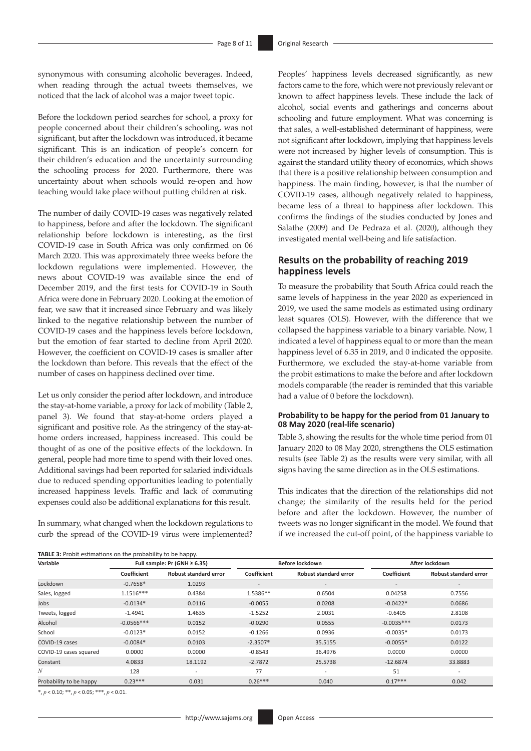synonymous with consuming alcoholic beverages. Indeed, when reading through the actual tweets themselves, we noticed that the lack of alcohol was a major tweet topic.

Before the lockdown period searches for school, a proxy for people concerned about their children's schooling, was not significant, but after the lockdown was introduced, it became significant. This is an indication of people's concern for their children's education and the uncertainty surrounding the schooling process for 2020. Furthermore, there was uncertainty about when schools would re-open and how teaching would take place without putting children at risk.

The number of daily COVID-19 cases was negatively related to happiness, before and after the lockdown. The significant relationship before lockdown is interesting, as the first COVID-19 case in South Africa was only confirmed on 06 March 2020. This was approximately three weeks before the lockdown regulations were implemented. However, the news about COVID-19 was available since the end of December 2019, and the first tests for COVID-19 in South Africa were done in February 2020. Looking at the emotion of fear, we saw that it increased since February and was likely linked to the negative relationship between the number of COVID-19 cases and the happiness levels before lockdown, but the emotion of fear started to decline from April 2020. However, the coefficient on COVID-19 cases is smaller after the lockdown than before. This reveals that the effect of the number of cases on happiness declined over time.

Let us only consider the period after lockdown, and introduce the stay-at-home variable, a proxy for lack of mobility (Table 2, panel 3). We found that stay-at-home orders played a significant and positive role. As the stringency of the stay-at-home orders increased, happiness increased. This could be thought of as one of the positive effects of the lockdown. In general, people had more time to spend with their loved ones. Additional savings had been reported for salaried individuals due to reduced spending opportunities leading to potentially increased happiness levels. Traffic and lack of commuting expenses could also be additional explanations for this result.

In summary, what changed when the lockdown regulations to curb the spread of the COVID-19 virus were implemented? Peoples' happiness levels decreased significantly, as new factors came to the fore, which were not previously relevant or known to affect happiness levels. These include the lack of alcohol, social events and gatherings and concerns about schooling and future employment. What was concerning is that sales, a well-established determinant of happiness, were not significant after lockdown, implying that happiness levels were not increased by higher levels of consumption. This is against the standard utility theory of economics, which shows that there is a positive relationship between consumption and happiness. The main finding, however, is that the number of COVID-19 cases, although negatively related to happiness, became less of a threat to happiness after lockdown. This confirms the findings of the studies conducted by Jones and Salathe (2009) and De Pedraza et al. (2020), although they investigated mental well-being and life satisfaction.

## Results on the probability of reaching 2019 happiness levels

To measure the probability that South Africa could reach the same levels of happiness in the year 2020 as experienced in 2019, we used the same models as estimated using ordinary least squares (OLS). However, with the difference that we collapsed the happiness variable to a binary variable. Now, 1 indicated a level of happiness equal to or more than the mean happiness level of 6.35 in 2019, and 0 indicated the opposite. Furthermore, we excluded the stay-at-home variable from the probit estimations to make the before and after lockdown models comparable (the reader is reminded that this variable had a value of 0 before the lockdown).

### Probability to be happy for the period from 01 January to 08 May 2020 (real-life scenario)

Table 3, showing the results for the whole time period from 01 January 2020 to 08 May 2020, strengthens the OLS estimation results (see Table 2) as the results were very similar, with all signs having the same direction as in the OLS estimations.

This indicates that the direction of the relationships did not change; the similarity of the results held for the period before and after the lockdown. However, the number of tweets was no longer significant in the model. We found that if we increased the cut-off point, of the happiness variable to

**TABLE 3:** Probit estimations on the probability to be happy.

| Variable | Full sample: Pr (GNH ≥ 6.35) | | Before lockdown | | After lockdown | |
|---|---|---|---|---|---|---|
| | Coefficient | Robust standard error | Coefficient | Robust standard error | Coefficient | Robust standard error |
| Lockdown | -0.7658* | 1.0293 | - | - | - | - |
| Sales, logged | 1.1516*** | 0.4384 | 1.5386** | 0.6504 | 0.04258 | 0.7556 |
| Jobs | -0.0134* | 0.0116 | -0.0055 | 0.0208 | -0.0422* | 0.0686 |
| Tweets, logged | -1.4941 | 1.4635 | -1.5252 | 2.0031 | -0.6405 | 2.8108 |
| Alcohol | -0.0566*** | 0.0152 | -0.0290 | 0.0555 | -0.0035*** | 0.0173 |
| School | -0.0123* | 0.0152 | -0.1266 | 0.0936 | -0.0035* | 0.0173 |
| COVID-19 cases | -0.0084* | 0.0103 | -2.3507* | 35.5155 | -0.0055* | 0.0122 |
| COVID-19 cases squared | 0.0000 | 0.0000 | -0.8543 | 36.4976 | 0.0000 | 0.0000 |
| Constant | 4.0833 | 18.1192 | -2.7872 | 25.5738 | -12.6874 | 33.8883 |
| $N$ | 128 | - | 77 | - | 51 | - |
| Probability to be happy | 0.23*** | 0.031 | 0.26*** | 0.040 | 0.17*** | 0.042 |

*, $p < 0.10$; **, $p < 0.05$; ***, $p < 0.01$.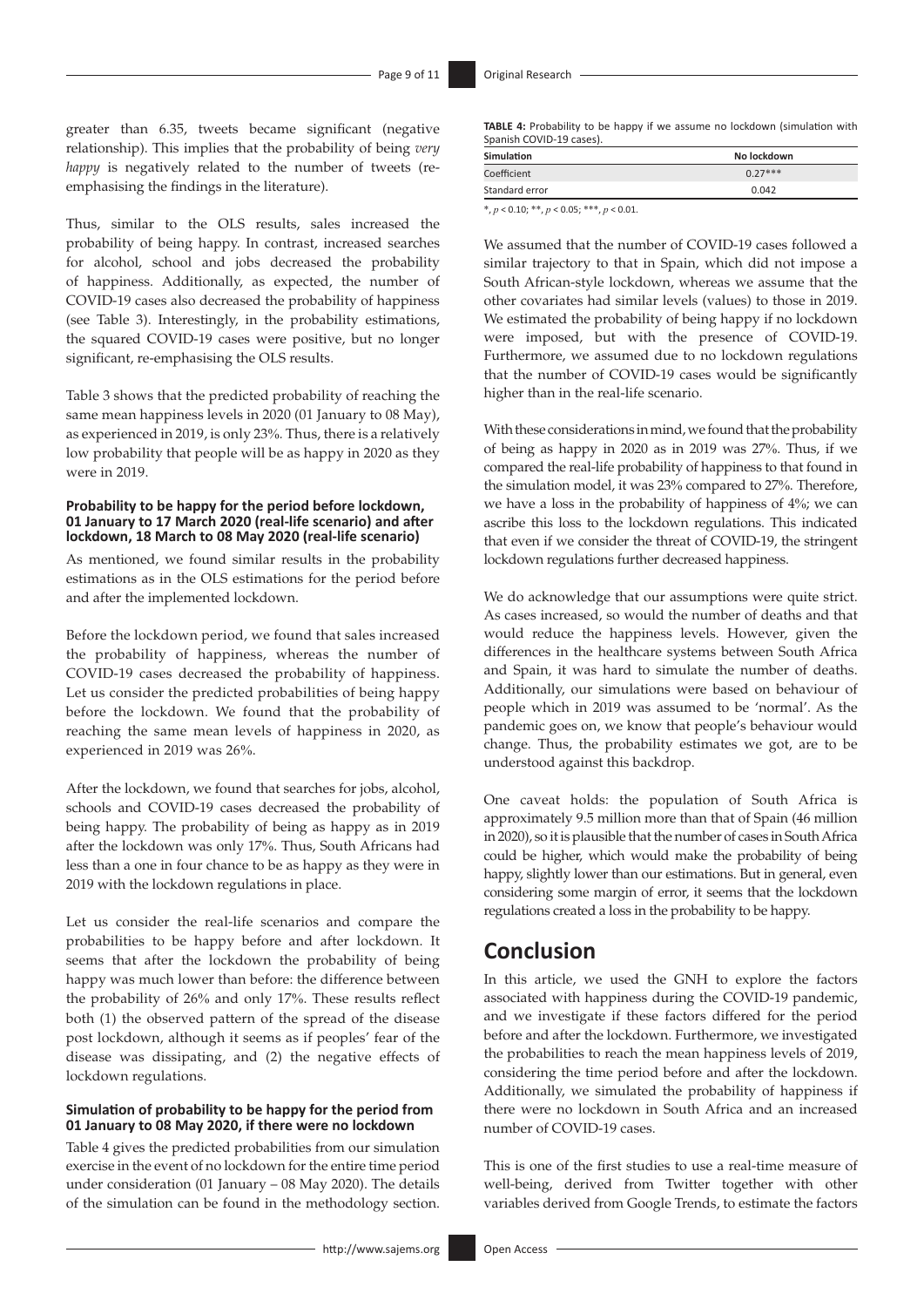greater than 6.35, tweets became significant (negative relationship). This implies that the probability of being *very happy* is negatively related to the number of tweets (re-emphasising the findings in the literature).

Thus, similar to the OLS results, sales increased the probability of being happy. In contrast, increased searches for alcohol, school and jobs decreased the probability of happiness. Additionally, as expected, the number of COVID-19 cases also decreased the probability of happiness (see Table 3). Interestingly, in the probability estimations, the squared COVID-19 cases were positive, but no longer significant, re-emphasising the OLS results.

Table 3 shows that the predicted probability of reaching the same mean happiness levels in 2020 (01 January to 08 May), as experienced in 2019, is only 23%. Thus, there is a relatively low probability that people will be as happy in 2020 as they were in 2019.

#### Probability to be happy for the period before lockdown, 01 January to 17 March 2020 (real-life scenario) and after lockdown, 18 March to 08 May 2020 (real-life scenario)

As mentioned, we found similar results in the probability estimations as in the OLS estimations for the period before and after the implemented lockdown.

Before the lockdown period, we found that sales increased the probability of happiness, whereas the number of COVID-19 cases decreased the probability of happiness. Let us consider the predicted probabilities of being happy before the lockdown. We found that the probability of reaching the same mean levels of happiness in 2020, as experienced in 2019 was 26%.

After the lockdown, we found that searches for jobs, alcohol, schools and COVID-19 cases decreased the probability of being happy. The probability of being as happy as in 2019 after the lockdown was only 17%. Thus, South Africans had less than a one in four chance to be as happy as they were in 2019 with the lockdown regulations in place.

Let us consider the real-life scenarios and compare the probabilities to be happy before and after lockdown. It seems that after the lockdown the probability of being happy was much lower than before: the difference between the probability of 26% and only 17%. These results reflect both (1) the observed pattern of the spread of the disease post lockdown, although it seems as if peoples' fear of the disease was dissipating, and (2) the negative effects of lockdown regulations.

#### Simulation of probability to be happy for the period from 01 January to 08 May 2020, if there were no lockdown

Table 4 gives the predicted probabilities from our simulation exercise in the event of no lockdown for the entire time period under consideration (01 January – 08 May 2020). The details of the simulation can be found in the methodology section.

**TABLE 4:** Probability to be happy if we assume no lockdown (simulation with Spanish COVID-19 cases).

| Simulation | No lockdown |
|---|---|
| Coefficient | 0.27*** |
| Standard error | 0.042 |

*, $p < 0.10$; **, $p < 0.05$; ***, $p < 0.01$.

We assumed that the number of COVID-19 cases followed a similar trajectory to that in Spain, which did not impose a South African-style lockdown, whereas we assume that the other covariates had similar levels (values) to those in 2019. We estimated the probability of being happy if no lockdown were imposed, but with the presence of COVID-19. Furthermore, we assumed due to no lockdown regulations that the number of COVID-19 cases would be significantly higher than in the real-life scenario.

With these considerations in mind, we found that the probability of being as happy in 2020 as in 2019 was 27%. Thus, if we compared the real-life probability of happiness to that found in the simulation model, it was 23% compared to 27%. Therefore, we have a loss in the probability of happiness of 4%; we can ascribe this loss to the lockdown regulations. This indicated that even if we consider the threat of COVID-19, the stringent lockdown regulations further decreased happiness.

We do acknowledge that our assumptions were quite strict. As cases increased, so would the number of deaths and that would reduce the happiness levels. However, given the differences in the healthcare systems between South Africa and Spain, it was hard to simulate the number of deaths. Additionally, our simulations were based on behaviour of people which in 2019 was assumed to be 'normal'. As the pandemic goes on, we know that people's behaviour would change. Thus, the probability estimates we got, are to be understood against this backdrop.

One caveat holds: the population of South Africa is approximately 9.5 million more than that of Spain (46 million in 2020), so it is plausible that the number of cases in South Africa could be higher, which would make the probability of being happy, slightly lower than our estimations. But in general, even considering some margin of error, it seems that the lockdown regulations created a loss in the probability to be happy.

## Conclusion

In this article, we used the GNH to explore the factors associated with happiness during the COVID-19 pandemic, and we investigate if these factors differed for the period before and after the lockdown. Furthermore, we investigated the probabilities to reach the mean happiness levels of 2019, considering the time period before and after the lockdown. Additionally, we simulated the probability of happiness if there were no lockdown in South Africa and an increased number of COVID-19 cases.

This is one of the first studies to use a real-time measure of well-being, derived from Twitter together with other variables derived from Google Trends, to estimate the factors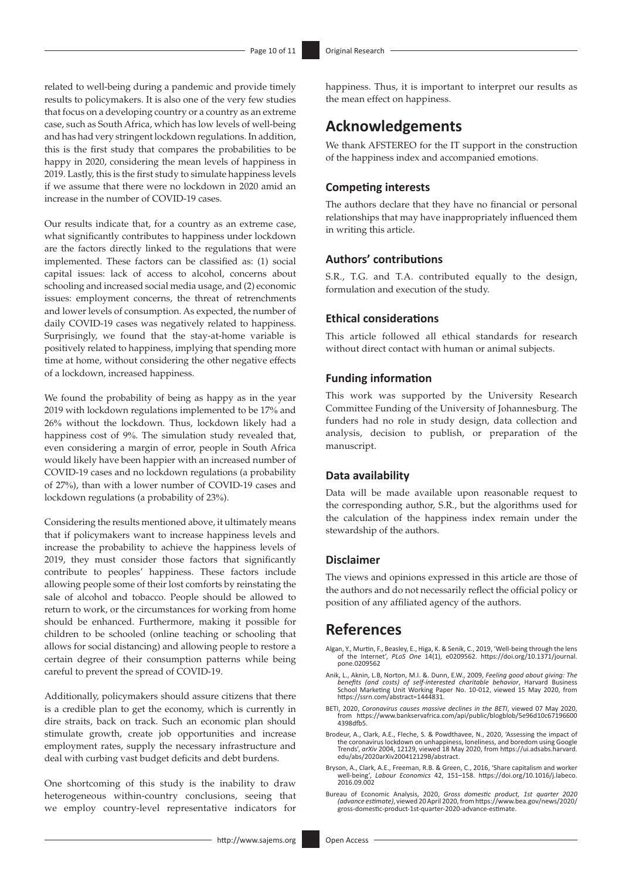related to well-being during a pandemic and provide timely results to policymakers. It is also one of the very few studies that focus on a developing country or a country as an extreme case, such as South Africa, which has low levels of well-being and has had very stringent lockdown regulations. In addition, this is the first study that compares the probabilities to be happy in 2020, considering the mean levels of happiness in 2019. Lastly, this is the first study to simulate happiness levels if we assume that there were no lockdown in 2020 amid an increase in the number of COVID-19 cases.

Our results indicate that, for a country as an extreme case, what significantly contributes to happiness under lockdown are the factors directly linked to the regulations that were implemented. These factors can be classified as: (1) social capital issues: lack of access to alcohol, concerns about schooling and increased social media usage, and (2) economic issues: employment concerns, the threat of retrenchments and lower levels of consumption. As expected, the number of daily COVID-19 cases was negatively related to happiness. Surprisingly, we found that the stay-at-home variable is positively related to happiness, implying that spending more time at home, without considering the other negative effects of a lockdown, increased happiness.

We found the probability of being as happy as in the year 2019 with lockdown regulations implemented to be 17% and 26% without the lockdown. Thus, lockdown likely had a happiness cost of 9%. The simulation study revealed that, even considering a margin of error, people in South Africa would likely have been happier with an increased number of COVID-19 cases and no lockdown regulations (a probability of 27%), than with a lower number of COVID-19 cases and lockdown regulations (a probability of 23%).

Considering the results mentioned above, it ultimately means that if policymakers want to increase happiness levels and increase the probability to achieve the happiness levels of 2019, they must consider those factors that significantly contribute to peoples' happiness. These factors include allowing people some of their lost comforts by reinstating the sale of alcohol and tobacco. People should be allowed to return to work, or the circumstances for working from home should be enhanced. Furthermore, making it possible for children to be schooled (online teaching or schooling that allows for social distancing) and allowing people to restore a certain degree of their consumption patterns while being careful to prevent the spread of COVID-19.

Additionally, policymakers should assure citizens that there is a credible plan to get the economy, which is currently in dire straits, back on track. Such an economic plan should stimulate growth, create job opportunities and increase employment rates, supply the necessary infrastructure and deal with curbing vast budget deficits and debt burdens.

One shortcoming of this study is the inability to draw heterogeneous within-country conclusions, seeing that we employ country-level representative indicators for happiness. Thus, it is important to interpret our results as the mean effect on happiness.

# Acknowledgements

We thank AFSTEREO for the IT support in the construction of the happiness index and accompanied emotions.

### Competing interests

The authors declare that they have no financial or personal relationships that may have inappropriately influenced them in writing this article.

### Authors' contributions

S.R., T.G. and T.A. contributed equally to the design, formulation and execution of the study.

### Ethical considerations

This article followed all ethical standards for research without direct contact with human or animal subjects.

### Funding information

This work was supported by the University Research Committee Funding of the University of Johannesburg. The funders had no role in study design, data collection and analysis, decision to publish, or preparation of the manuscript.

### Data availability

Data will be made available upon reasonable request to the corresponding author, S.R., but the algorithms used for the calculation of the happiness index remain under the stewardship of the authors.

### Disclaimer

The views and opinions expressed in this article are those of the authors and do not necessarily reflect the official policy or position of any affiliated agency of the authors.

# References

Algan, Y., Murtin, F., Beasley, E., Higa, K. & Senik, C., 2019, 'Well-being through the lens of the Internet', *PLoS One* 14(1), e0209562. https://doi.org/10.1371/journal.pone.0209562

Anik, L., Aknin, L.B, Norton, M.I. &. Dunn, E.W., 2009, *Feeling good about giving: The benefits (and costs) of self-interested charitable behavior*, Harvard Business School Marketing Unit Working Paper No. 10-012, viewed 15 May 2020, from https://ssrn.com/abstract=1444831.

BETI, 2020, *Coronavirus causes massive declines in the BETI*, viewed 07 May 2020, from https://www.bankservafrica.com/api/public/blogblob/5e96d10c67196600 4398dfb5.

Brodeur, A., Clark, A.E., Fleche, S. & Powdthavee, N., 2020, 'Assessing the impact of the coronavirus lockdown on unhappiness, loneliness, and boredom using Google Trends', *arXiv* 2004, 12129, viewed 18 May 2020, from https://ui.adsabs.harvard.edu/abs/2020arXiv200412129B/abstract.

Bryson, A., Clark, A.E., Freeman, R.B. & Green, C., 2016, 'Share capitalism and worker well-being', *Labour Economics* 42, 151–158. https://doi.org/10.1016/j.labeco.2016.09.002

Bureau of Economic Analysis, 2020, *Gross domestic product, 1st quarter 2020 (advance estimate)*, viewed 20 April 2020, from https://www.bea.gov/news/2020/gross-domestic-product-1st-quarter-2020-advance-estimate.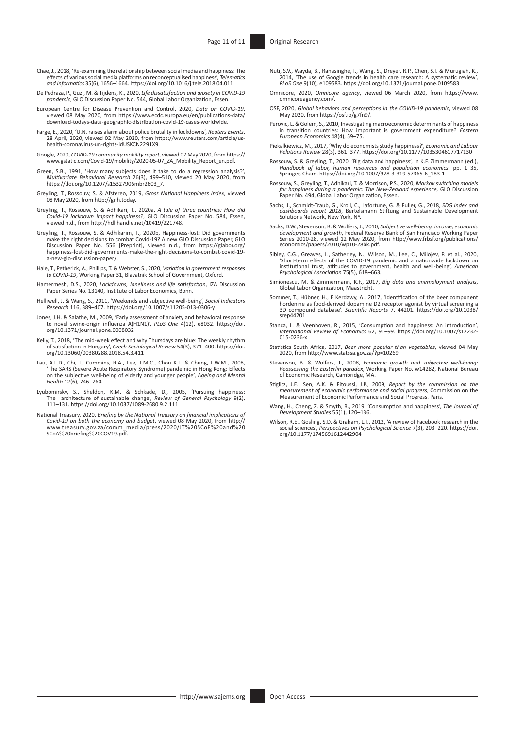Chae, J., 2018, 'Re-examining the relationship between social media and happiness: The effects of various social media platforms on reconceptualised happiness', *Telematics and Informatics* 35(6), 1656–1664. https://doi.org/10.1016/j.tele.2018.04.011

De Pedraza, P., Guzi, M. & Tijdens, K., 2020, *Life dissatisfaction and anxiety in COVID-19 pandemic*, GLO Discussion Paper No. 544, Global Labor Organization, Essen.

European Centre for Disease Prevention and Control, 2020, *Data on COVID-19*, viewed 08 May 2020, from https://www.ecdc.europa.eu/en/publications-data/download-todays-data-geographic-distribution-covid-19-cases-worldwide.

Farge, E., 2020, 'U.N. raises alarm about police brutality in lockdowns', *Reuters Events*, 28 April, 2020, viewed 02 May 2020, from https://www.reuters.com/article/us-health-coronavirus-un-rights-idUSKCN2291X9.

Google, 2020, *COVID-19 community mobility report*, viewed 07 May 2020, from https://www.gstatic.com/Covid-19/mobility/2020-05-07_ZA_Mobility_Report_en.pdf.

Green, S.B., 1991, 'How many subjects does it take to do a regression analysis?', *Multivariate Behavioral Research* 26(3), 499–510, viewed 20 May 2020, from https://doi.org/10.1207/s15327906mbr2603_7.

Greyling, T., Rossouw, S. & Afstereo, 2019, *Gross National Happiness Index*, viewed 08 May 2020, from http://gnh.today.

Greyling, T., Rossouw, S. & Adhikari, T., 2020a, *A tale of three countries: How did Covid-19 lockdown impact happiness?*, GLO Discussion Paper No. 584, Essen, viewed n.d., from http://hdl.handle.net/10419/221748.

Greyling, T., Rossouw, S. & Adhikarim, T., 2020b, Happiness-lost: Did governments make the right decisions to combat Covid-19? A new GLO Discussion Paper, GLO Discussion Paper No. 556 [Preprint], viewed n.d., from https://glabor.org/happiness-lost-did-governments-make-the-right-decisions-to-combat-covid-19-a-new-glo-discussion-paper/.

Hale, T., Petherick, A., Phillips, T. & Webster, S., 2020, *Variation in government responses to COVID-19*, Working Paper 31, Blavatnik School of Government, Oxford.

Hamermesh, D.S., 2020, *Lockdowns, loneliness and life satisfaction*, IZA Discussion Paper Series No. 13140, Institute of Labor Economics, Bonn.

Helliwell, J. & Wang, S., 2011, 'Weekends and subjective well-being', *Social Indicators Research* 116, 389–407. https://doi.org/10.1007/s11205-013-0306-y

Jones, J.H. & Salathe, M., 2009, 'Early assessment of anxiety and behavioral response to novel swine-origin influenza A(H1N1)', *PLoS One* 4(12), e8032. https://doi.org/10.1371/journal.pone.0008032

Kelly, T., 2018, 'The mid-week effect and why Thursdays are blue: The weekly rhythm of satisfaction in Hungary', *Czech Sociological Review* 54(3), 371–400. https://doi.org/10.13060/00380288.2018.54.3.411

Lau, A.L.D., Chi, I., Cummins, R.A., Lee, T.M.C., Chou K.L. & Chung, L.W.M., 2008, 'The SARS (Severe Acute Respiratory Syndrome) pandemic in Hong Kong: Effects on the subjective well-being of elderly and younger people', *Ageing and Mental Health* 12(6), 746–760.

Lyubomirsky, S., Sheldon, K.M. & Schkade, D., 2005, 'Pursuing happiness: The architecture of sustainable change', *Review of General Psychology* 9(2), 111–131. https://doi.org/10.1037/1089-2680.9.2.111

National Treasury, 2020, *Briefing by the National Treasury on financial implications of Covid-19 on both the economy and budget*, viewed 08 May 2020, from http://www.treasury.gov.za/comm_media/press/2020/JT%20SCoF%20and%20SCoA%20briefing%20COV19.pdf.

Nuti, S.V., Wayda, B., Ranasinghe, I., Wang, S., Dreyer, R.P., Chen, S.I. & Murugiah, K., 2014, 'The use of Google trends in health care research: A systematic review', *PLoS One* 9(10), e109583. https://doi.org/10.1371/journal.pone.0109583

Omnicore, 2020, *Omnicore agency*, viewed 06 March 2020, from https://www.omnicoreagency.com/.

OSF, 2020, *Global behaviors and perceptions in the COVID-19 pandemic*, viewed 08 May 2020, from https://osf.io/g7fn9/.

Perovic, L. & Golem, S., 2010, Investigating macroeconomic determinants of happiness in transition countries: How important is government expenditure? *Eastern European Economics* 48(4), 59–75.

Piekalkiewicz, M., 2017, 'Why do economists study happiness?', *Economic and Labour Relations Review* 28(3), 361–377. https://doi.org/10.1177/1035304617717130

Rossouw, S. & Greyling, T., 2020, 'Big data and happiness', in K.F. Zimmermann (ed.), *Handbook of labor, human resources and population economics*, pp. 1–35, Springer, Cham. https://doi.org/10.1007/978-3-319-57365-6_183-1

Rossouw, S., Greyling, T., Adhikari, T. & Morrison, P.S., 2020, *Markov switching models for happiness during a pandemic: The New-Zealand experience*, GLO Discussion Paper No. 494, Global Labor Organization, Essen.

Sachs, J., Schmidt-Traub, G., Kroll, C., Lafortune, G. & Fuller, G., 2018, *SDG index and dashboards report 2018*, Bertelsmann Stiftung and Sustainable Development Solutions Network, New York, NY.

Sacks, D.W., Stevenson, B. & Wolfers, J., 2010, *Subjective well-being, income, economic development and growth*, Federal Reserve Bank of San Francisco Working Paper Series 2010-28, viewed 12 May 2020, from http://www.frbsf.org/publications/economics/papers/2010/wp10-28bk.pdf.

Sibley, C.G., Greaves, L., Satherley, N., Wilson, M., Lee, C., Milojev, P. et al., 2020, 'Short-term effects of the COVID-19 pandemic and a nationwide lockdown on institutional trust, attitudes to government, health and well-being', *American Psychological Association* 75(5), 618–663.

Simionescu, M. & Zimmermann, K.F., 2017, *Big data and unemployment analysis*, Global Labor Organization, Maastricht.

Sommer, T., Hübner, H., E Kerdawy, A., 2017, 'Identification of the beer component hordenine as food-derived dopamine D2 receptor agonist by virtual screening a 3D compound database', *Scientific Reports* 7, 44201. https://doi.org/10.1038/srep44201

Stanca, L. & Veenhoven, R., 2015, 'Consumption and happiness: An introduction', *International Review of Economics* 62, 91–99. https://doi.org/10.1007/s12232-015-0236-x

Statistics South Africa, 2017, *Beer more popular than vegetables*, viewed 04 May 2020, from http://www.statssa.gov.za/?p=10269.

Stevenson, B. & Wolfers, J., 2008, *Economic growth and subjective well-being: Reassessing the Easterlin paradox*, Working Paper No. w14282, National Bureau of Economic Research, Cambridge, MA.

Stiglitz, J.E., Sen, A.K. & Fitoussi, J.P., 2009, *Report by the commission on the measurement of economic performance and social progress*, Commission on the Measurement of Economic Performance and Social Progress, Paris.

Wang, H., Cheng, Z. & Smyth, R., 2019, 'Consumption and happiness', *The Journal of Development Studies* 55(1), 120–136.

Wilson, R.E., Gosling, S.D. & Graham, L.T., 2012, 'A review of Facebook research in the social sciences', *Perspectives on Psychological Science* 7(3), 203–220. https://doi.org/10.1177/1745691612442904